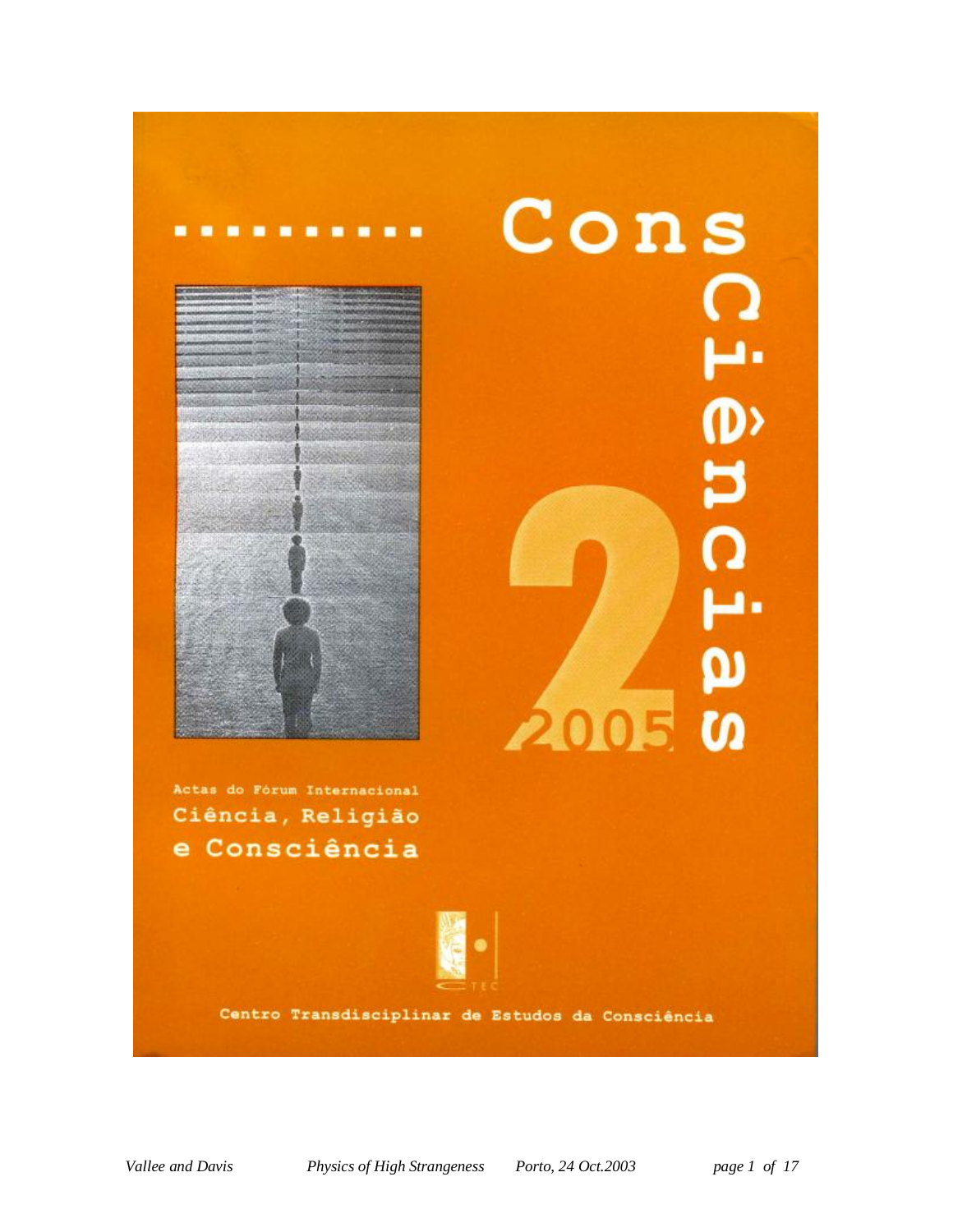# ConsCiências

2

2005

Actas do Fórum Internacional

**Ciência, Religião e Consciência**

Centro Transdisciplinar de Estudos da Consciência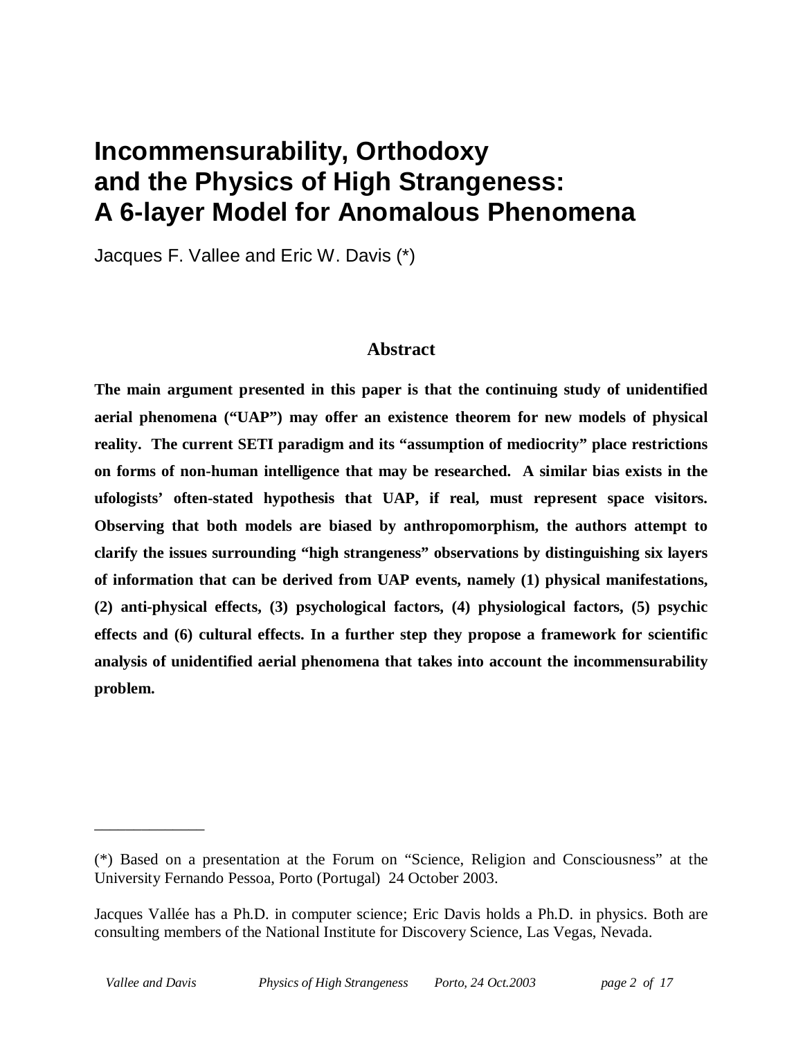# Incommensurability, Orthodoxy and the Physics of High Strangeness: A 6-layer Model for Anomalous Phenomena

Jacques F. Vallee and Eric W. Davis (*)

## Abstract

**The main argument presented in this paper is that the continuing study of unidentified aerial phenomena ("UAP") may offer an existence theorem for new models of physical reality. The current SETI paradigm and its "assumption of mediocrity" place restrictions on forms of non-human intelligence that may be researched. A similar bias exists in the ufologists' often-stated hypothesis that UAP, if real, must represent space visitors. Observing that both models are biased by anthropomorphism, the authors attempt to clarify the issues surrounding "high strangeness" observations by distinguishing six layers of information that can be derived from UAP events, namely (1) physical manifestations, (2) anti-physical effects, (3) psychological factors, (4) physiological factors, (5) psychic effects and (6) cultural effects. In a further step they propose a framework for scientific analysis of unidentified aerial phenomena that takes into account the incommensurability problem.**

---

(*) Based on a presentation at the Forum on "Science, Religion and Consciousness" at the University Fernando Pessoa, Porto (Portugal) 24 October 2003.

Jacques Vallée has a Ph.D. in computer science; Eric Davis holds a Ph.D. in physics. Both are consulting members of the National Institute for Discovery Science, Las Vegas, Nevada.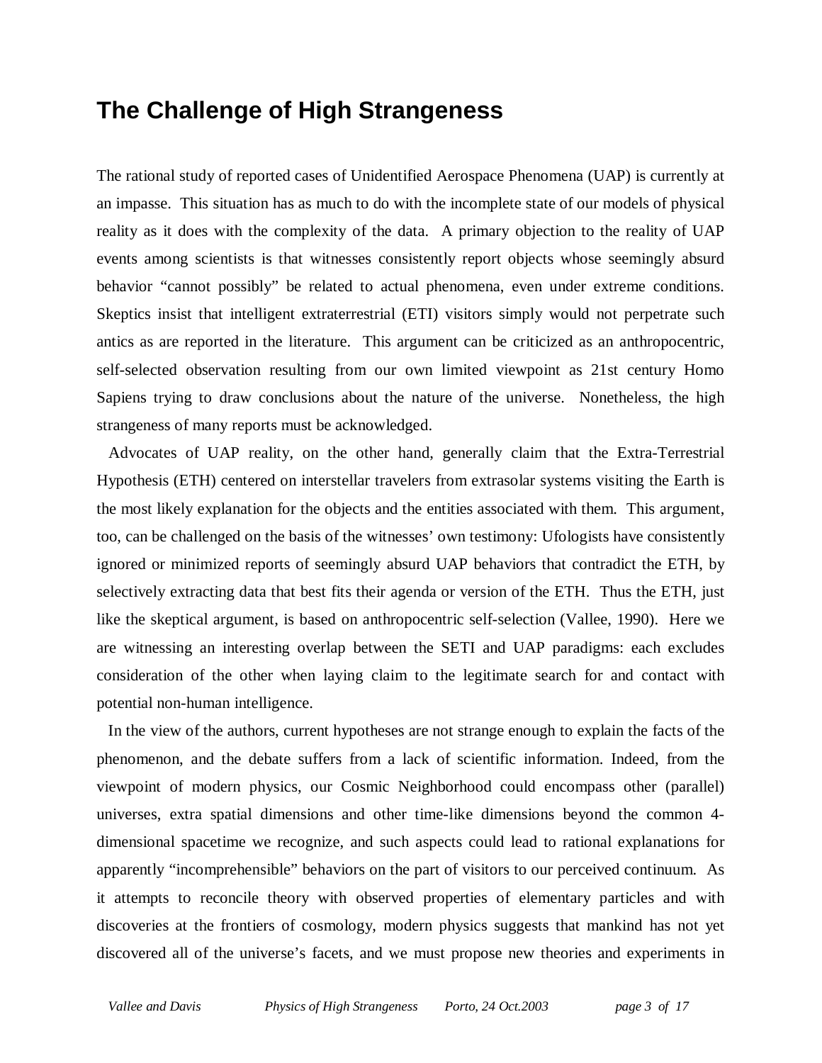## The Challenge of High Strangeness

The rational study of reported cases of Unidentified Aerospace Phenomena (UAP) is currently at an impasse. This situation has as much to do with the incomplete state of our models of physical reality as it does with the complexity of the data. A primary objection to the reality of UAP events among scientists is that witnesses consistently report objects whose seemingly absurd behavior "cannot possibly" be related to actual phenomena, even under extreme conditions. Skeptics insist that intelligent extraterrestrial (ETI) visitors simply would not perpetrate such antics as are reported in the literature. This argument can be criticized as an anthropocentric, self-selected observation resulting from our own limited viewpoint as 21st century Homo Sapiens trying to draw conclusions about the nature of the universe. Nonetheless, the high strangeness of many reports must be acknowledged.

Advocates of UAP reality, on the other hand, generally claim that the Extra-Terrestrial Hypothesis (ETH) centered on interstellar travelers from extrasolar systems visiting the Earth is the most likely explanation for the objects and the entities associated with them. This argument, too, can be challenged on the basis of the witnesses' own testimony: Ufologists have consistently ignored or minimized reports of seemingly absurd UAP behaviors that contradict the ETH, by selectively extracting data that best fits their agenda or version of the ETH. Thus the ETH, just like the skeptical argument, is based on anthropocentric self-selection (Vallee, 1990). Here we are witnessing an interesting overlap between the SETI and UAP paradigms: each excludes consideration of the other when laying claim to the legitimate search for and contact with potential non-human intelligence.

In the view of the authors, current hypotheses are not strange enough to explain the facts of the phenomenon, and the debate suffers from a lack of scientific information. Indeed, from the viewpoint of modern physics, our Cosmic Neighborhood could encompass other (parallel) universes, extra spatial dimensions and other time-like dimensions beyond the common 4-dimensional spacetime we recognize, and such aspects could lead to rational explanations for apparently "incomprehensible" behaviors on the part of visitors to our perceived continuum. As it attempts to reconcile theory with observed properties of elementary particles and with discoveries at the frontiers of cosmology, modern physics suggests that mankind has not yet discovered all of the universe's facets, and we must propose new theories and experiments in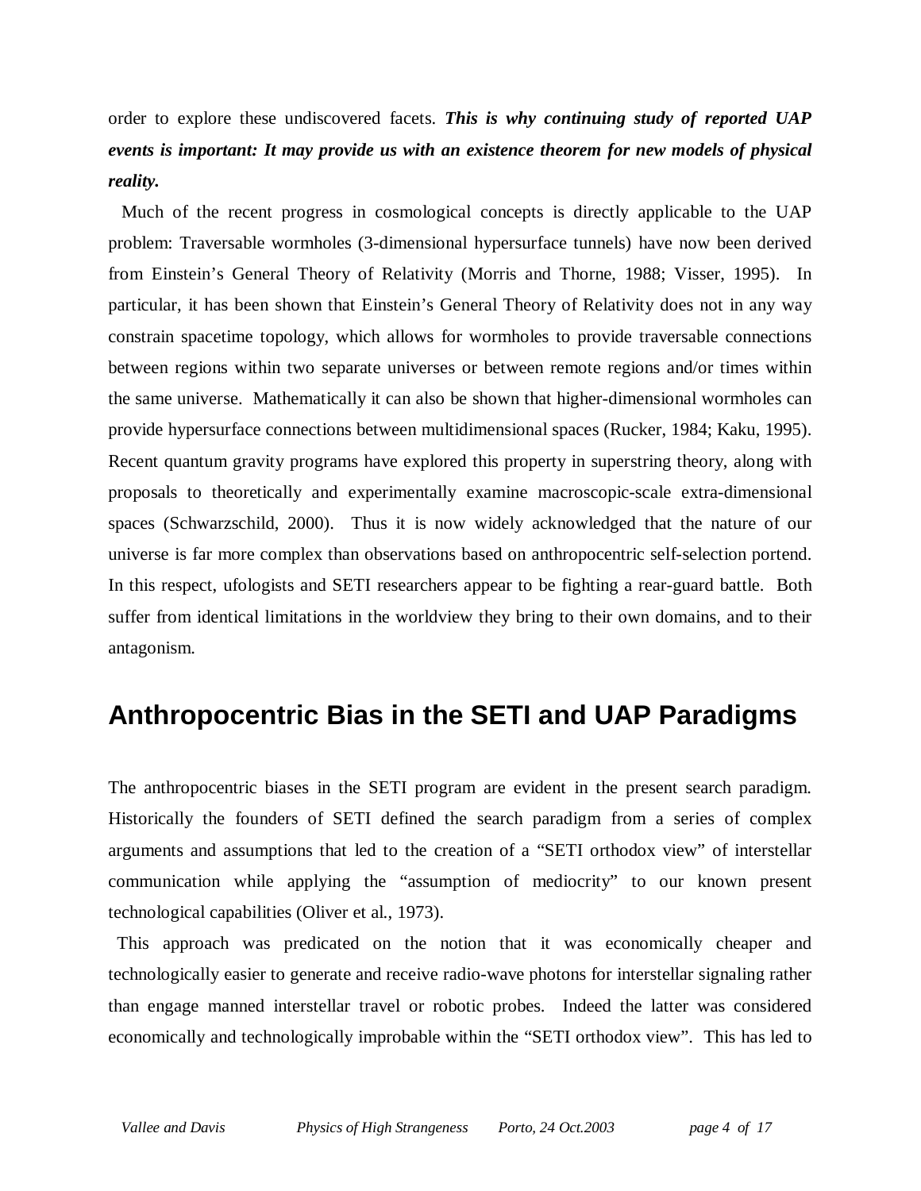order to explore these undiscovered facets. ***This is why continuing study of reported UAP events is important: It may provide us with an existence theorem for new models of physical reality.***

Much of the recent progress in cosmological concepts is directly applicable to the UAP problem: Traversable wormholes (3-dimensional hypersurface tunnels) have now been derived from Einstein's General Theory of Relativity (Morris and Thorne, 1988; Visser, 1995). In particular, it has been shown that Einstein's General Theory of Relativity does not in any way constrain spacetime topology, which allows for wormholes to provide traversable connections between regions within two separate universes or between remote regions and/or times within the same universe. Mathematically it can also be shown that higher-dimensional wormholes can provide hypersurface connections between multidimensional spaces (Rucker, 1984; Kaku, 1995). Recent quantum gravity programs have explored this property in superstring theory, along with proposals to theoretically and experimentally examine macroscopic-scale extra-dimensional spaces (Schwarzschild, 2000). Thus it is now widely acknowledged that the nature of our universe is far more complex than observations based on anthropocentric self-selection portend. In this respect, ufologists and SETI researchers appear to be fighting a rear-guard battle. Both suffer from identical limitations in the worldview they bring to their own domains, and to their antagonism.

## Anthropocentric Bias in the SETI and UAP Paradigms

The anthropocentric biases in the SETI program are evident in the present search paradigm. Historically the founders of SETI defined the search paradigm from a series of complex arguments and assumptions that led to the creation of a "SETI orthodox view" of interstellar communication while applying the "assumption of mediocrity" to our known present technological capabilities (Oliver et al., 1973).

This approach was predicated on the notion that it was economically cheaper and technologically easier to generate and receive radio-wave photons for interstellar signaling rather than engage manned interstellar travel or robotic probes. Indeed the latter was considered economically and technologically improbable within the "SETI orthodox view". This has led to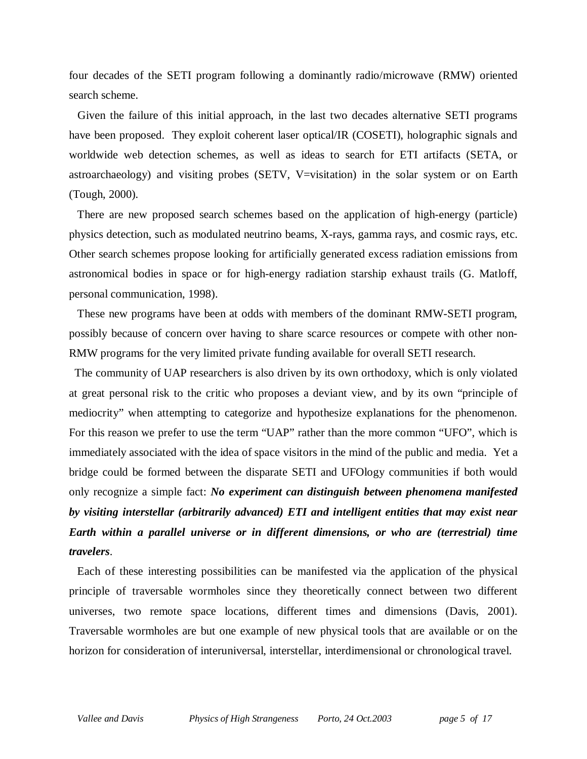four decades of the SETI program following a dominantly radio/microwave (RMW) oriented search scheme.

Given the failure of this initial approach, in the last two decades alternative SETI programs have been proposed. They exploit coherent laser optical/IR (COSETI), holographic signals and worldwide web detection schemes, as well as ideas to search for ETI artifacts (SETA, or astroarchaeology) and visiting probes (SETV, V=visitation) in the solar system or on Earth (Tough, 2000).

There are new proposed search schemes based on the application of high-energy (particle) physics detection, such as modulated neutrino beams, X-rays, gamma rays, and cosmic rays, etc. Other search schemes propose looking for artificially generated excess radiation emissions from astronomical bodies in space or for high-energy radiation starship exhaust trails (G. Matloff, personal communication, 1998).

These new programs have been at odds with members of the dominant RMW-SETI program, possibly because of concern over having to share scarce resources or compete with other non-RMW programs for the very limited private funding available for overall SETI research.

The community of UAP researchers is also driven by its own orthodoxy, which is only violated at great personal risk to the critic who proposes a deviant view, and by its own "principle of mediocrity" when attempting to categorize and hypothesize explanations for the phenomenon. For this reason we prefer to use the term "UAP" rather than the more common "UFO", which is immediately associated with the idea of space visitors in the mind of the public and media. Yet a bridge could be formed between the disparate SETI and UFOlogy communities if both would only recognize a simple fact: ***No experiment can distinguish between phenomena manifested by visiting interstellar (arbitrarily advanced) ETI and intelligent entities that may exist near Earth within a parallel universe or in different dimensions, or who are (terrestrial) time travelers***.

Each of these interesting possibilities can be manifested via the application of the physical principle of traversable wormholes since they theoretically connect between two different universes, two remote space locations, different times and dimensions (Davis, 2001). Traversable wormholes are but one example of new physical tools that are available or on the horizon for consideration of interuniversal, interstellar, interdimensional or chronological travel.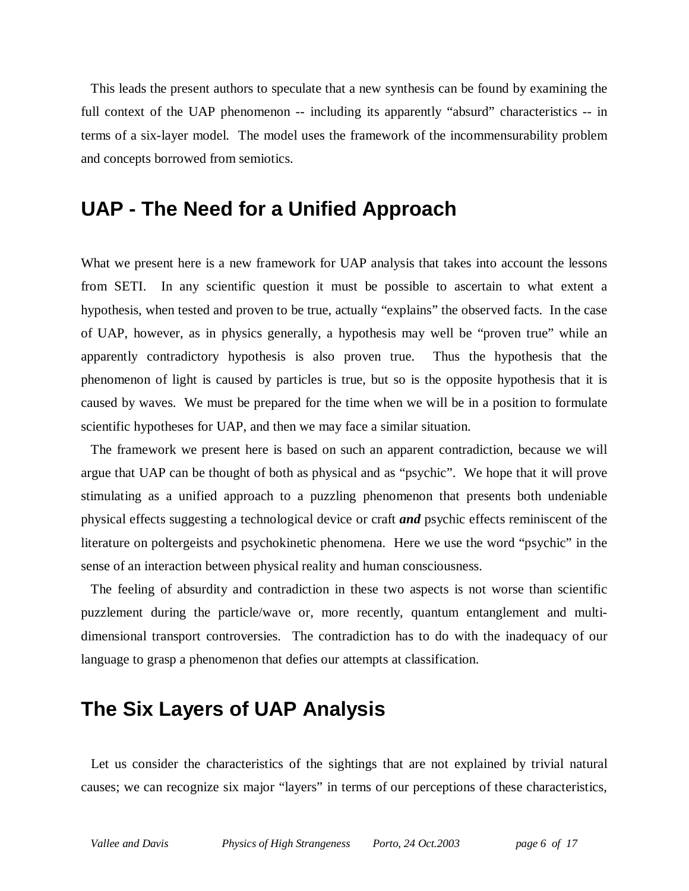This leads the present authors to speculate that a new synthesis can be found by examining the full context of the UAP phenomenon -- including its apparently "absurd" characteristics -- in terms of a six-layer model. The model uses the framework of the incommensurability problem and concepts borrowed from semiotics.

## UAP - The Need for a Unified Approach

What we present here is a new framework for UAP analysis that takes into account the lessons from SETI. In any scientific question it must be possible to ascertain to what extent a hypothesis, when tested and proven to be true, actually "explains" the observed facts. In the case of UAP, however, as in physics generally, a hypothesis may well be "proven true" while an apparently contradictory hypothesis is also proven true. Thus the hypothesis that the phenomenon of light is caused by particles is true, but so is the opposite hypothesis that it is caused by waves. We must be prepared for the time when we will be in a position to formulate scientific hypotheses for UAP, and then we may face a similar situation.

The framework we present here is based on such an apparent contradiction, because we will argue that UAP can be thought of both as physical and as "psychic". We hope that it will prove stimulating as a unified approach to a puzzling phenomenon that presents both undeniable physical effects suggesting a technological device or craft ***and*** psychic effects reminiscent of the literature on poltergeists and psychokinetic phenomena. Here we use the word "psychic" in the sense of an interaction between physical reality and human consciousness.

The feeling of absurdity and contradiction in these two aspects is not worse than scientific puzzlement during the particle/wave or, more recently, quantum entanglement and multi-dimensional transport controversies. The contradiction has to do with the inadequacy of our language to grasp a phenomenon that defies our attempts at classification.

## The Six Layers of UAP Analysis

Let us consider the characteristics of the sightings that are not explained by trivial natural causes; we can recognize six major "layers" in terms of our perceptions of these characteristics,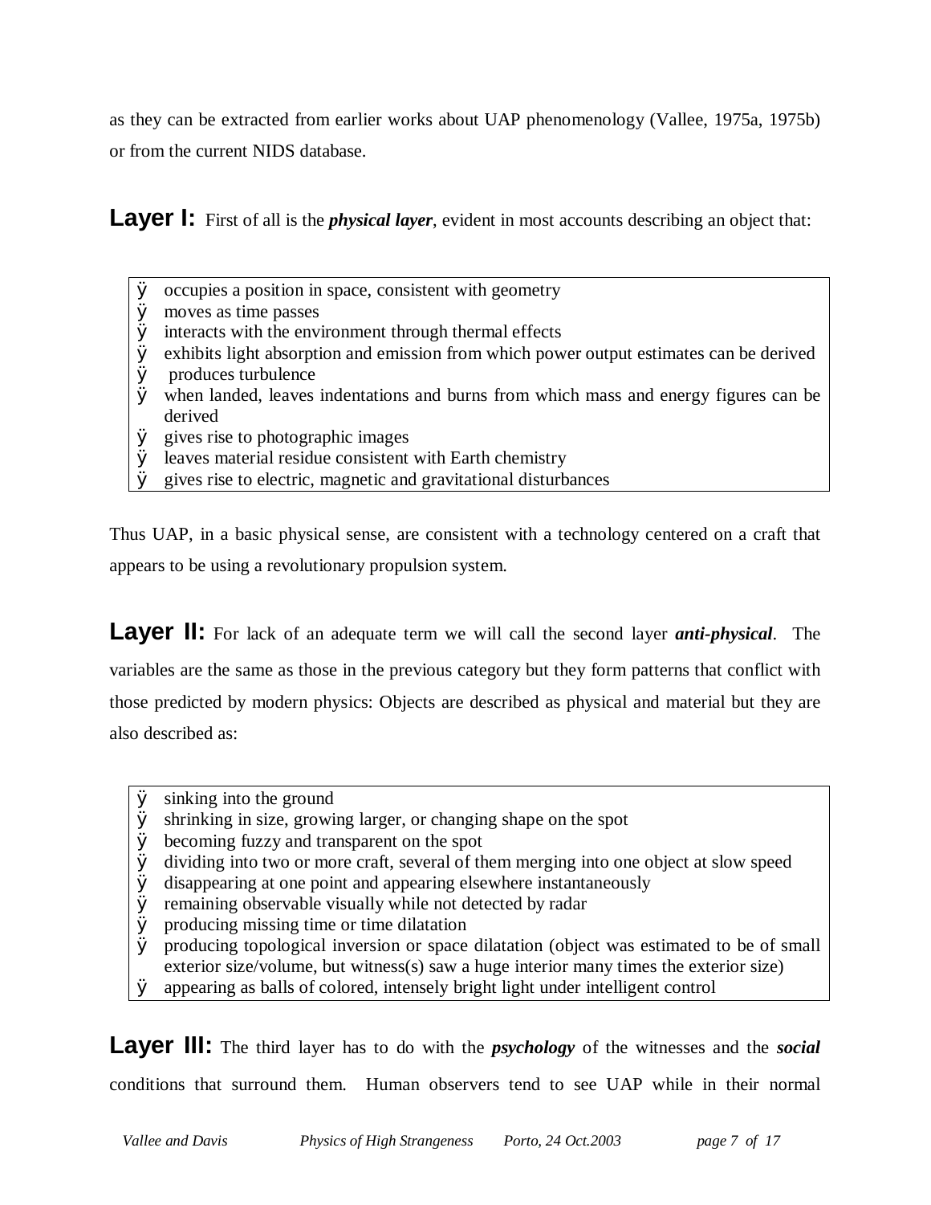as they can be extracted from earlier works about UAP phenomenology (Vallee, 1975a, 1975b) or from the current NIDS database.

**Layer I:** First of all is the ***physical layer***, evident in most accounts describing an object that:

- occupies a position in space, consistent with geometry
- moves as time passes
- interacts with the environment through thermal effects
- exhibits light absorption and emission from which power output estimates can be derived
- produces turbulence
- when landed, leaves indentations and burns from which mass and energy figures can be derived
- gives rise to photographic images
- leaves material residue consistent with Earth chemistry
- gives rise to electric, magnetic and gravitational disturbances

Thus UAP, in a basic physical sense, are consistent with a technology centered on a craft that appears to be using a revolutionary propulsion system.

**Layer II:** For lack of an adequate term we will call the second layer ***anti-physical***. The variables are the same as those in the previous category but they form patterns that conflict with those predicted by modern physics: Objects are described as physical and material but they are also described as:

- sinking into the ground
- shrinking in size, growing larger, or changing shape on the spot
- becoming fuzzy and transparent on the spot
- dividing into two or more craft, several of them merging into one object at slow speed
- disappearing at one point and appearing elsewhere instantaneously
- remaining observable visually while not detected by radar
- producing missing time or time dilatation
- producing topological inversion or space dilatation (object was estimated to be of small exterior size/volume, but witness(s) saw a huge interior many times the exterior size)
- appearing as balls of colored, intensely bright light under intelligent control

**Layer III:** The third layer has to do with the ***psychology*** of the witnesses and the ***social*** conditions that surround them. Human observers tend to see UAP while in their normal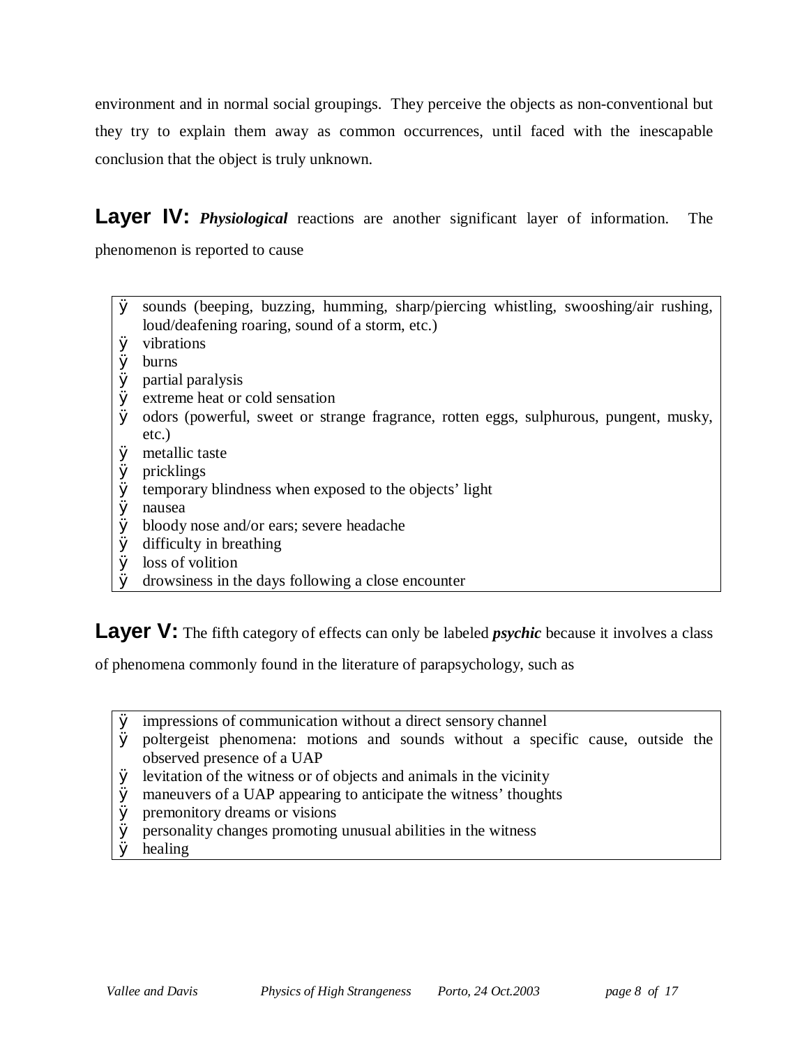environment and in normal social groupings. They perceive the objects as non-conventional but they try to explain them away as common occurrences, until faced with the inescapable conclusion that the object is truly unknown.

**Layer IV:** ***Physiological*** reactions are another significant layer of information. The phenomenon is reported to cause

- sounds (beeping, buzzing, humming, sharp/piercing whistling, swooshing/air rushing, loud/deafening roaring, sound of a storm, etc.)
- vibrations
- burns
- partial paralysis
- extreme heat or cold sensation
- odors (powerful, sweet or strange fragrance, rotten eggs, sulphurous, pungent, musky, etc.)
- metallic taste
- pricklings
- temporary blindness when exposed to the objects' light
- nausea
- bloody nose and/or ears; severe headache
- difficulty in breathing
- loss of volition
- drowsiness in the days following a close encounter

**Layer V:** The fifth category of effects can only be labeled ***psychic*** because it involves a class of phenomena commonly found in the literature of parapsychology, such as

- impressions of communication without a direct sensory channel
- poltergeist phenomena: motions and sounds without a specific cause, outside the observed presence of a UAP
- levitation of the witness or of objects and animals in the vicinity
- maneuvers of a UAP appearing to anticipate the witness' thoughts
- premonitory dreams or visions
- personality changes promoting unusual abilities in the witness
- healing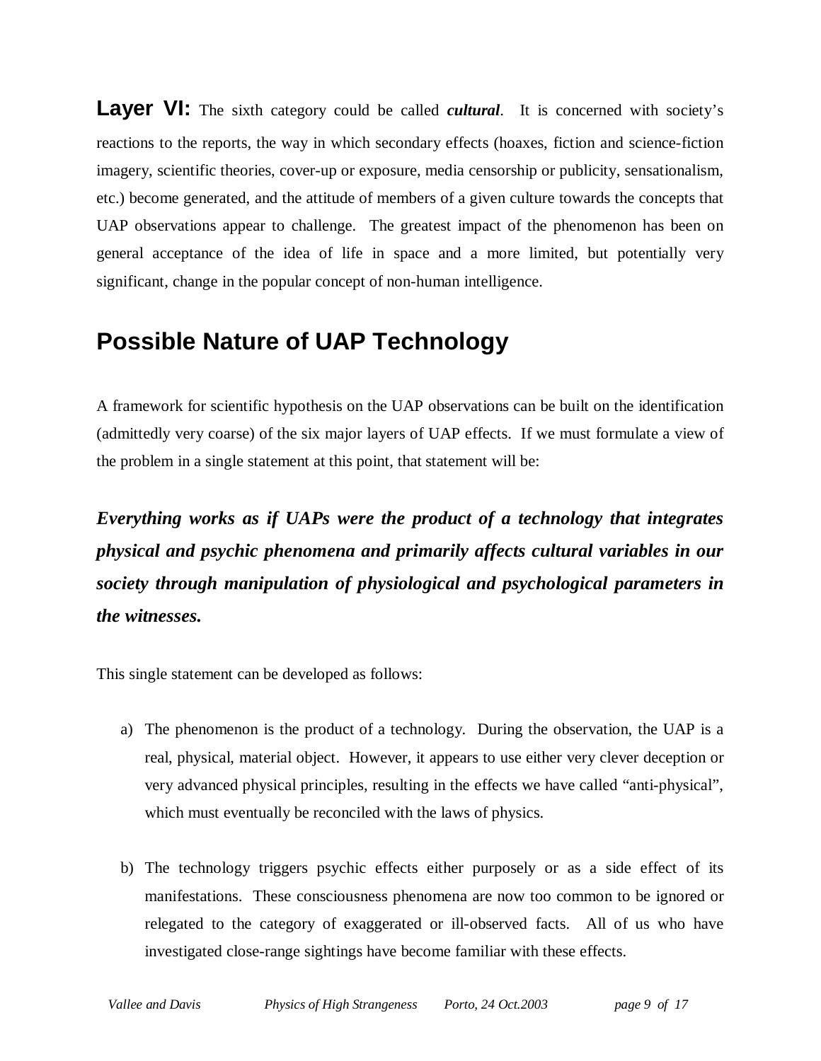**Layer VI:** The sixth category could be called ***cultural***. It is concerned with society's reactions to the reports, the way in which secondary effects (hoaxes, fiction and science-fiction imagery, scientific theories, cover-up or exposure, media censorship or publicity, sensationalism, etc.) become generated, and the attitude of members of a given culture towards the concepts that UAP observations appear to challenge. The greatest impact of the phenomenon has been on general acceptance of the idea of life in space and a more limited, but potentially very significant, change in the popular concept of non-human intelligence.

## Possible Nature of UAP Technology

A framework for scientific hypothesis on the UAP observations can be built on the identification (admittedly very coarse) of the six major layers of UAP effects. If we must formulate a view of the problem in a single statement at this point, that statement will be:

***Everything works as if UAPs were the product of a technology that integrates physical and psychic phenomena and primarily affects cultural variables in our society through manipulation of physiological and psychological parameters in the witnesses.***

This single statement can be developed as follows:

a) The phenomenon is the product of a technology. During the observation, the UAP is a real, physical, material object. However, it appears to use either very clever deception or very advanced physical principles, resulting in the effects we have called "anti-physical", which must eventually be reconciled with the laws of physics.

b) The technology triggers psychic effects either purposely or as a side effect of its manifestations. These consciousness phenomena are now too common to be ignored or relegated to the category of exaggerated or ill-observed facts. All of us who have investigated close-range sightings have become familiar with these effects.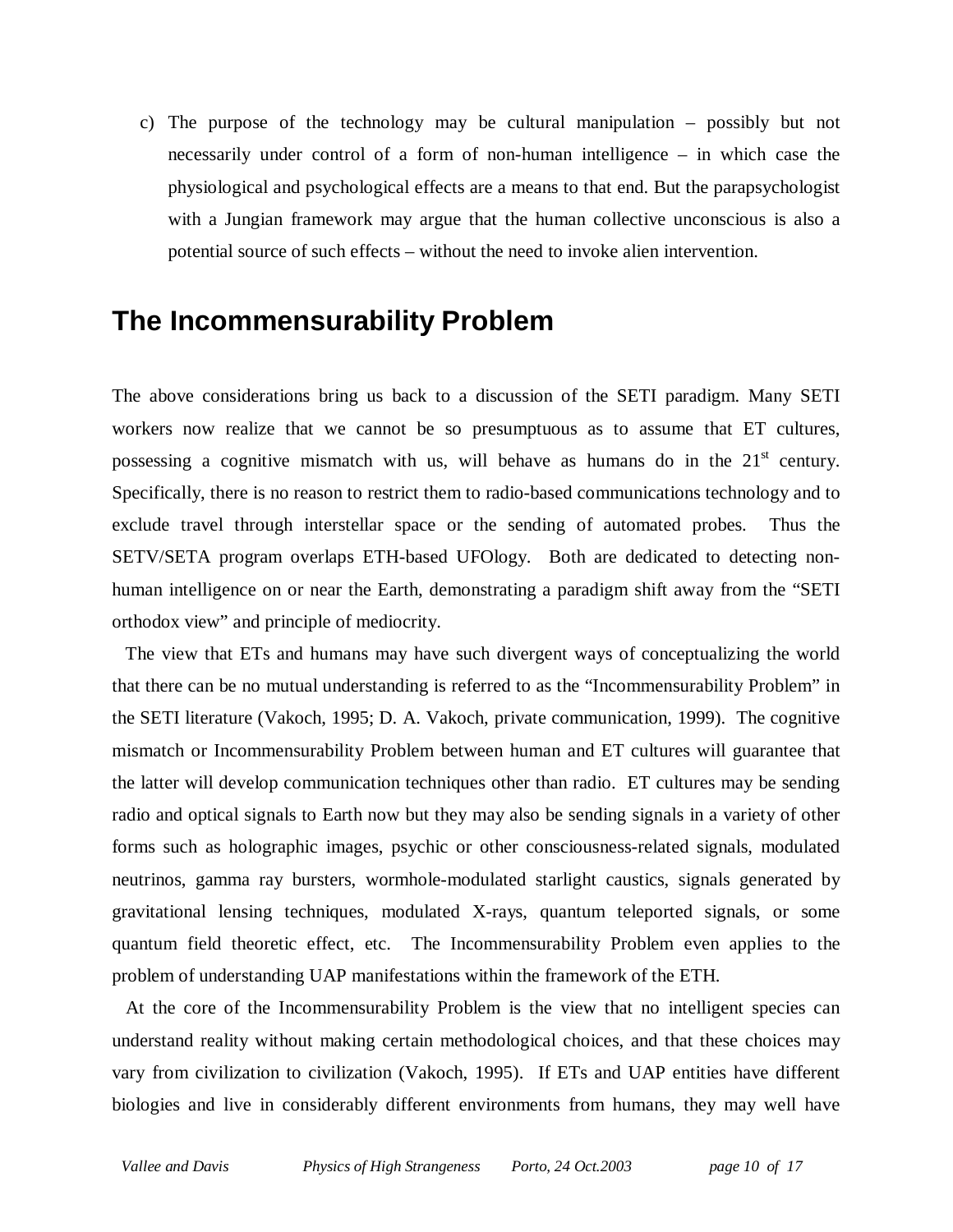c) The purpose of the technology may be cultural manipulation – possibly but not necessarily under control of a form of non-human intelligence – in which case the physiological and psychological effects are a means to that end. But the parapsychologist with a Jungian framework may argue that the human collective unconscious is also a potential source of such effects – without the need to invoke alien intervention.

## The Incommensurability Problem

The above considerations bring us back to a discussion of the SETI paradigm. Many SETI workers now realize that we cannot be so presumptuous as to assume that ET cultures, possessing a cognitive mismatch with us, will behave as humans do in the 21st century. Specifically, there is no reason to restrict them to radio-based communications technology and to exclude travel through interstellar space or the sending of automated probes. Thus the SETV/SETA program overlaps ETH-based UFOlogy. Both are dedicated to detecting non-human intelligence on or near the Earth, demonstrating a paradigm shift away from the "SETI orthodox view" and principle of mediocrity.

The view that ETs and humans may have such divergent ways of conceptualizing the world that there can be no mutual understanding is referred to as the "Incommensurability Problem" in the SETI literature (Vakoch, 1995; D. A. Vakoch, private communication, 1999). The cognitive mismatch or Incommensurability Problem between human and ET cultures will guarantee that the latter will develop communication techniques other than radio. ET cultures may be sending radio and optical signals to Earth now but they may also be sending signals in a variety of other forms such as holographic images, psychic or other consciousness-related signals, modulated neutrinos, gamma ray bursters, wormhole-modulated starlight caustics, signals generated by gravitational lensing techniques, modulated X-rays, quantum teleported signals, or some quantum field theoretic effect, etc. The Incommensurability Problem even applies to the problem of understanding UAP manifestations within the framework of the ETH.

At the core of the Incommensurability Problem is the view that no intelligent species can understand reality without making certain methodological choices, and that these choices may vary from civilization to civilization (Vakoch, 1995). If ETs and UAP entities have different biologies and live in considerably different environments from humans, they may well have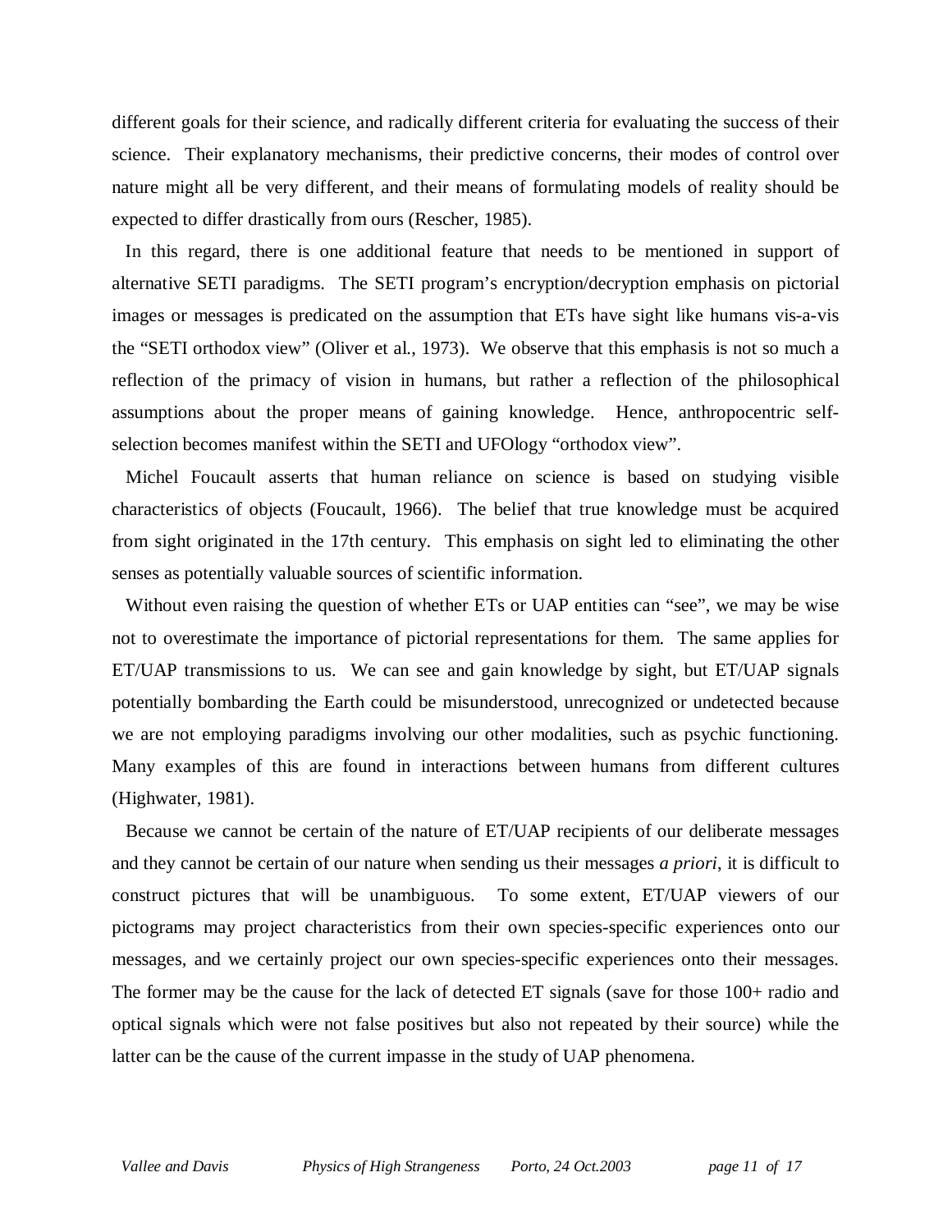different goals for their science, and radically different criteria for evaluating the success of their science. Their explanatory mechanisms, their predictive concerns, their modes of control over nature might all be very different, and their means of formulating models of reality should be expected to differ drastically from ours (Rescher, 1985).

In this regard, there is one additional feature that needs to be mentioned in support of alternative SETI paradigms. The SETI program's encryption/decryption emphasis on pictorial images or messages is predicated on the assumption that ETs have sight like humans vis-a-vis the "SETI orthodox view" (Oliver et al., 1973). We observe that this emphasis is not so much a reflection of the primacy of vision in humans, but rather a reflection of the philosophical assumptions about the proper means of gaining knowledge. Hence, anthropocentric self-selection becomes manifest within the SETI and UFOlogy "orthodox view".

Michel Foucault asserts that human reliance on science is based on studying visible characteristics of objects (Foucault, 1966). The belief that true knowledge must be acquired from sight originated in the 17th century. This emphasis on sight led to eliminating the other senses as potentially valuable sources of scientific information.

Without even raising the question of whether ETs or UAP entities can "see", we may be wise not to overestimate the importance of pictorial representations for them. The same applies for ET/UAP transmissions to us. We can see and gain knowledge by sight, but ET/UAP signals potentially bombarding the Earth could be misunderstood, unrecognized or undetected because we are not employing paradigms involving our other modalities, such as psychic functioning. Many examples of this are found in interactions between humans from different cultures (Highwater, 1981).

Because we cannot be certain of the nature of ET/UAP recipients of our deliberate messages and they cannot be certain of our nature when sending us their messages *a priori*, it is difficult to construct pictures that will be unambiguous. To some extent, ET/UAP viewers of our pictograms may project characteristics from their own species-specific experiences onto our messages, and we certainly project our own species-specific experiences onto their messages. The former may be the cause for the lack of detected ET signals (save for those 100+ radio and optical signals which were not false positives but also not repeated by their source) while the latter can be the cause of the current impasse in the study of UAP phenomena.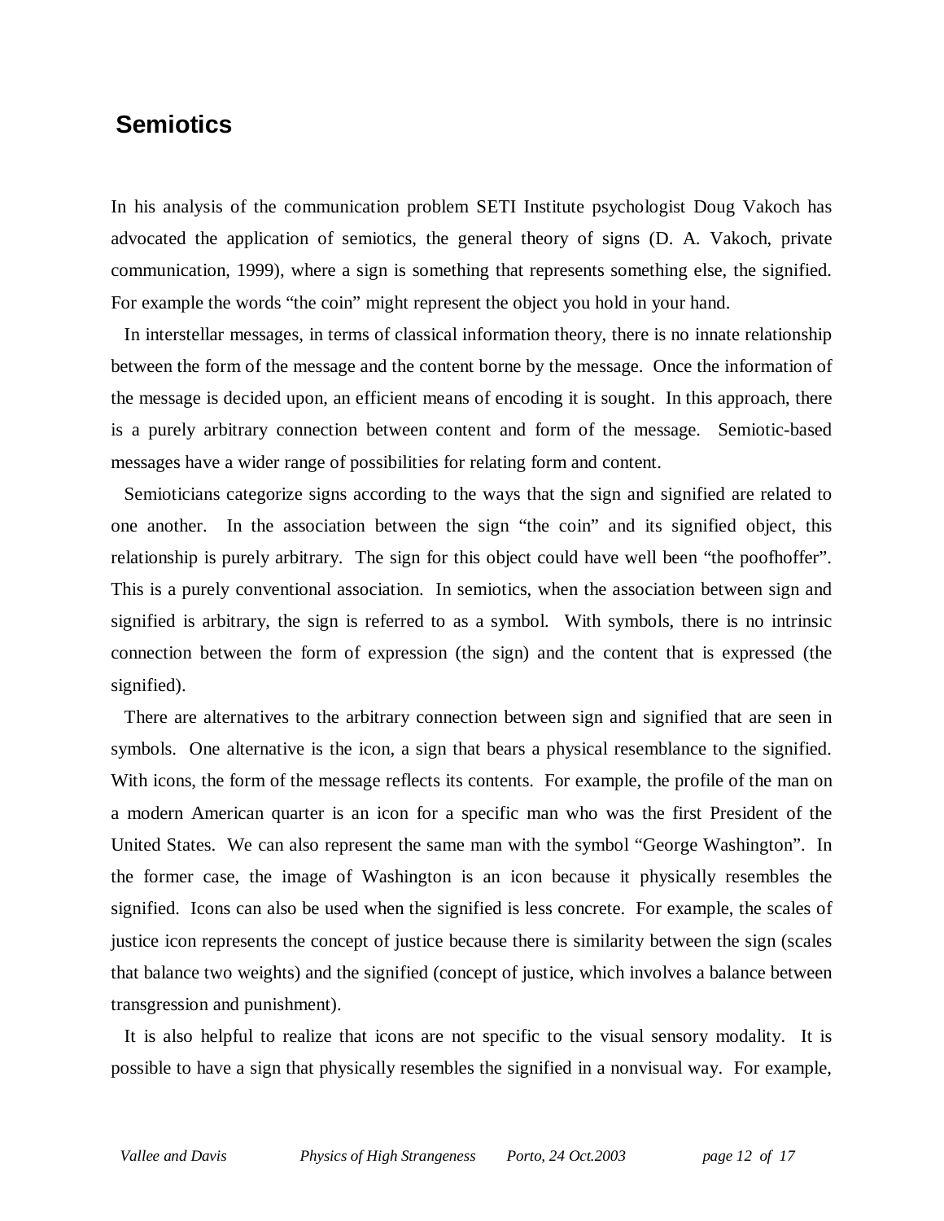## Semiotics

In his analysis of the communication problem SETI Institute psychologist Doug Vakoch has advocated the application of semiotics, the general theory of signs (D. A. Vakoch, private communication, 1999), where a sign is something that represents something else, the signified. For example the words "the coin" might represent the object you hold in your hand.

In interstellar messages, in terms of classical information theory, there is no innate relationship between the form of the message and the content borne by the message. Once the information of the message is decided upon, an efficient means of encoding it is sought. In this approach, there is a purely arbitrary connection between content and form of the message. Semiotic-based messages have a wider range of possibilities for relating form and content.

Semioticians categorize signs according to the ways that the sign and signified are related to one another. In the association between the sign "the coin" and its signified object, this relationship is purely arbitrary. The sign for this object could have well been "the poofhoffer". This is a purely conventional association. In semiotics, when the association between sign and signified is arbitrary, the sign is referred to as a symbol. With symbols, there is no intrinsic connection between the form of expression (the sign) and the content that is expressed (the signified).

There are alternatives to the arbitrary connection between sign and signified that are seen in symbols. One alternative is the icon, a sign that bears a physical resemblance to the signified. With icons, the form of the message reflects its contents. For example, the profile of the man on a modern American quarter is an icon for a specific man who was the first President of the United States. We can also represent the same man with the symbol "George Washington". In the former case, the image of Washington is an icon because it physically resembles the signified. Icons can also be used when the signified is less concrete. For example, the scales of justice icon represents the concept of justice because there is similarity between the sign (scales that balance two weights) and the signified (concept of justice, which involves a balance between transgression and punishment).

It is also helpful to realize that icons are not specific to the visual sensory modality. It is possible to have a sign that physically resembles the signified in a nonvisual way. For example,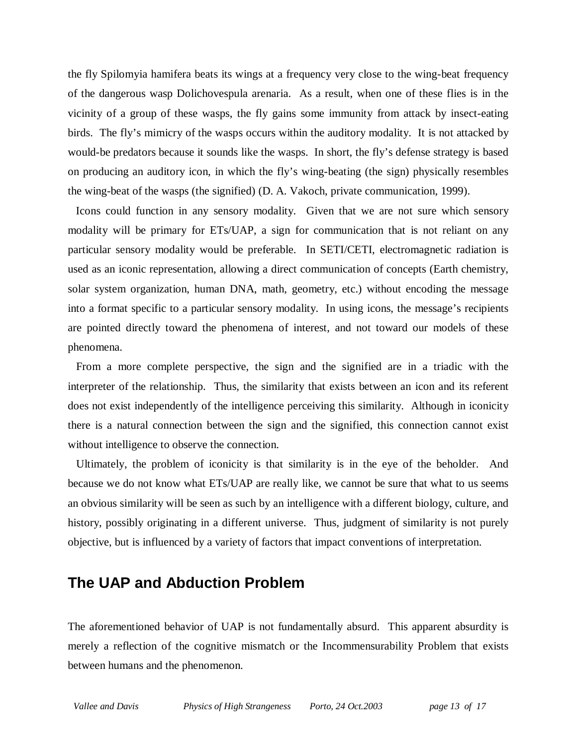the fly Spilomyia hamifera beats its wings at a frequency very close to the wing-beat frequency of the dangerous wasp Dolichovespula arenaria. As a result, when one of these flies is in the vicinity of a group of these wasps, the fly gains some immunity from attack by insect-eating birds. The fly's mimicry of the wasps occurs within the auditory modality. It is not attacked by would-be predators because it sounds like the wasps. In short, the fly's defense strategy is based on producing an auditory icon, in which the fly's wing-beating (the sign) physically resembles the wing-beat of the wasps (the signified) (D. A. Vakoch, private communication, 1999).

Icons could function in any sensory modality. Given that we are not sure which sensory modality will be primary for ETs/UAP, a sign for communication that is not reliant on any particular sensory modality would be preferable. In SETI/CETI, electromagnetic radiation is used as an iconic representation, allowing a direct communication of concepts (Earth chemistry, solar system organization, human DNA, math, geometry, etc.) without encoding the message into a format specific to a particular sensory modality. In using icons, the message's recipients are pointed directly toward the phenomena of interest, and not toward our models of these phenomena.

From a more complete perspective, the sign and the signified are in a triadic with the interpreter of the relationship. Thus, the similarity that exists between an icon and its referent does not exist independently of the intelligence perceiving this similarity. Although in iconicity there is a natural connection between the sign and the signified, this connection cannot exist without intelligence to observe the connection.

Ultimately, the problem of iconicity is that similarity is in the eye of the beholder. And because we do not know what ETs/UAP are really like, we cannot be sure that what to us seems an obvious similarity will be seen as such by an intelligence with a different biology, culture, and history, possibly originating in a different universe. Thus, judgment of similarity is not purely objective, but is influenced by a variety of factors that impact conventions of interpretation.

## The UAP and Abduction Problem

The aforementioned behavior of UAP is not fundamentally absurd. This apparent absurdity is merely a reflection of the cognitive mismatch or the Incommensurability Problem that exists between humans and the phenomenon.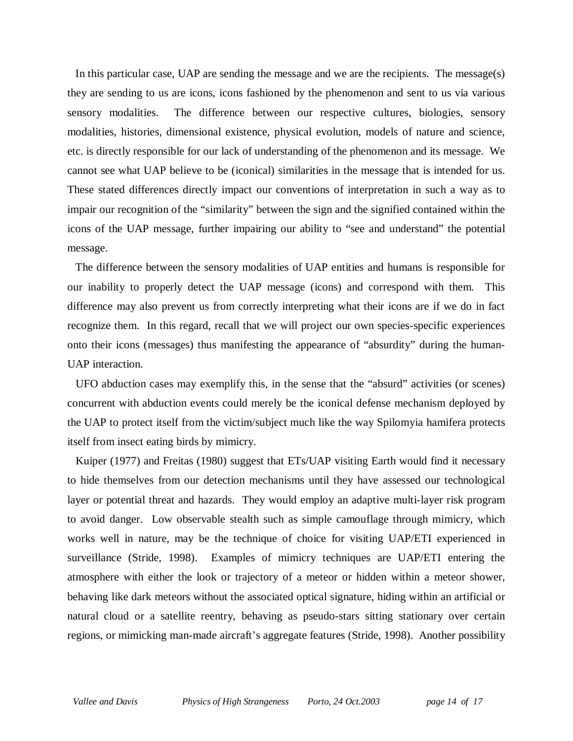In this particular case, UAP are sending the message and we are the recipients. The message(s) they are sending to us are icons, icons fashioned by the phenomenon and sent to us via various sensory modalities. The difference between our respective cultures, biologies, sensory modalities, histories, dimensional existence, physical evolution, models of nature and science, etc. is directly responsible for our lack of understanding of the phenomenon and its message. We cannot see what UAP believe to be (iconical) similarities in the message that is intended for us. These stated differences directly impact our conventions of interpretation in such a way as to impair our recognition of the "similarity" between the sign and the signified contained within the icons of the UAP message, further impairing our ability to "see and understand" the potential message.

The difference between the sensory modalities of UAP entities and humans is responsible for our inability to properly detect the UAP message (icons) and correspond with them. This difference may also prevent us from correctly interpreting what their icons are if we do in fact recognize them. In this regard, recall that we will project our own species-specific experiences onto their icons (messages) thus manifesting the appearance of "absurdity" during the human-UAP interaction.

UFO abduction cases may exemplify this, in the sense that the "absurd" activities (or scenes) concurrent with abduction events could merely be the iconical defense mechanism deployed by the UAP to protect itself from the victim/subject much like the way Spilomyia hamifera protects itself from insect eating birds by mimicry.

Kuiper (1977) and Freitas (1980) suggest that ETs/UAP visiting Earth would find it necessary to hide themselves from our detection mechanisms until they have assessed our technological layer or potential threat and hazards. They would employ an adaptive multi-layer risk program to avoid danger. Low observable stealth such as simple camouflage through mimicry, which works well in nature, may be the technique of choice for visiting UAP/ETI experienced in surveillance (Stride, 1998). Examples of mimicry techniques are UAP/ETI entering the atmosphere with either the look or trajectory of a meteor or hidden within a meteor shower, behaving like dark meteors without the associated optical signature, hiding within an artificial or natural cloud or a satellite reentry, behaving as pseudo-stars sitting stationary over certain regions, or mimicking man-made aircraft's aggregate features (Stride, 1998). Another possibility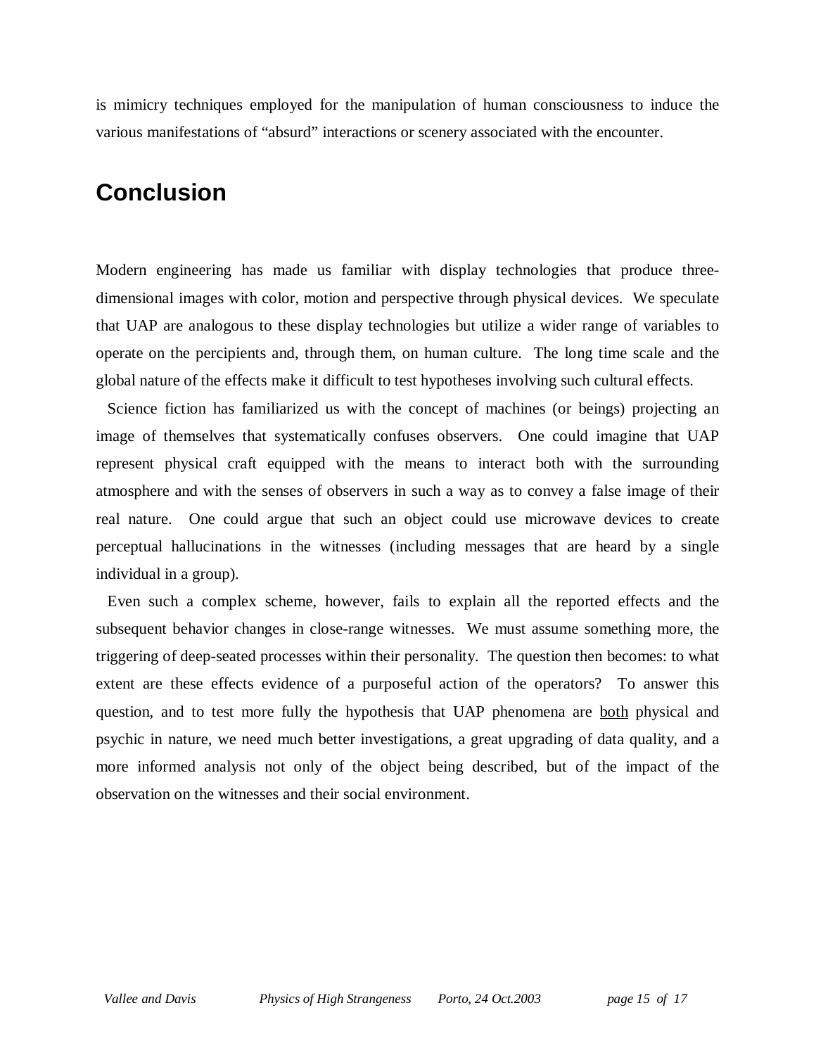is mimicry techniques employed for the manipulation of human consciousness to induce the various manifestations of “absurd” interactions or scenery associated with the encounter.

## Conclusion

Modern engineering has made us familiar with display technologies that produce three-dimensional images with color, motion and perspective through physical devices. We speculate that UAP are analogous to these display technologies but utilize a wider range of variables to operate on the percipients and, through them, on human culture. The long time scale and the global nature of the effects make it difficult to test hypotheses involving such cultural effects.

Science fiction has familiarized us with the concept of machines (or beings) projecting an image of themselves that systematically confuses observers. One could imagine that UAP represent physical craft equipped with the means to interact both with the surrounding atmosphere and with the senses of observers in such a way as to convey a false image of their real nature. One could argue that such an object could use microwave devices to create perceptual hallucinations in the witnesses (including messages that are heard by a single individual in a group).

Even such a complex scheme, however, fails to explain all the reported effects and the subsequent behavior changes in close-range witnesses. We must assume something more, the triggering of deep-seated processes within their personality. The question then becomes: to what extent are these effects evidence of a purposeful action of the operators? To answer this question, and to test more fully the hypothesis that UAP phenomena are <u>both</u> physical and psychic in nature, we need much better investigations, a great upgrading of data quality, and a more informed analysis not only of the object being described, but of the impact of the observation on the witnesses and their social environment.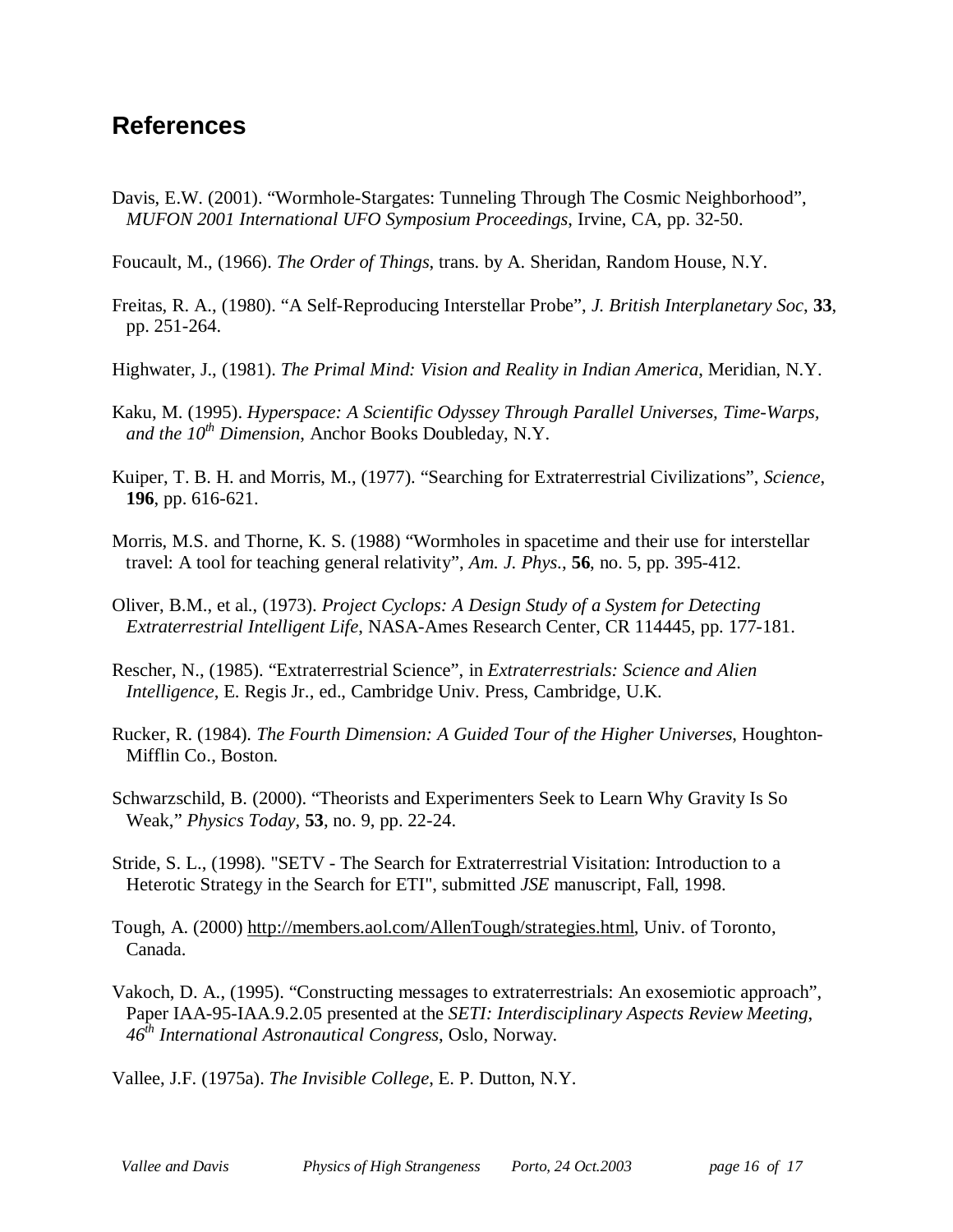## References

Davis, E.W. (2001). “Wormhole-Stargates: Tunneling Through The Cosmic Neighborhood”, *MUFON 2001 International UFO Symposium Proceedings*, Irvine, CA, pp. 32-50.

Foucault, M., (1966). *The Order of Things*, trans. by A. Sheridan, Random House, N.Y.

Freitas, R. A., (1980). “A Self-Reproducing Interstellar Probe”, *J. British Interplanetary Soc*, **33**, pp. 251-264.

Highwater, J., (1981). *The Primal Mind: Vision and Reality in Indian America*, Meridian, N.Y.

Kaku, M. (1995). *Hyperspace: A Scientific Odyssey Through Parallel Universes, Time-Warps, and the 10th Dimension*, Anchor Books Doubleday, N.Y.

Kuiper, T. B. H. and Morris, M., (1977). “Searching for Extraterrestrial Civilizations”, *Science*, **196**, pp. 616-621.

Morris, M.S. and Thorne, K. S. (1988) “Wormholes in spacetime and their use for interstellar travel: A tool for teaching general relativity”, *Am. J. Phys.*, **56**, no. 5, pp. 395-412.

Oliver, B.M., et al., (1973). *Project Cyclops: A Design Study of a System for Detecting Extraterrestrial Intelligent Life*, NASA-Ames Research Center, CR 114445, pp. 177-181.

Rescher, N., (1985). “Extraterrestrial Science”, in *Extraterrestrials: Science and Alien Intelligence*, E. Regis Jr., ed., Cambridge Univ. Press, Cambridge, U.K.

Rucker, R. (1984). *The Fourth Dimension: A Guided Tour of the Higher Universes*, Houghton-Mifflin Co., Boston.

Schwarzschild, B. (2000). “Theorists and Experimenters Seek to Learn Why Gravity Is So Weak,” *Physics Today*, **53**, no. 9, pp. 22-24.

Stride, S. L., (1998). "SETV - The Search for Extraterrestrial Visitation: Introduction to a Heterotic Strategy in the Search for ETI", submitted *JSE* manuscript, Fall, 1998.

Tough, A. (2000) http://members.aol.com/AllenTough/strategies.html, Univ. of Toronto, Canada.

Vakoch, D. A., (1995). “Constructing messages to extraterrestrials: An exosemiotic approach”, Paper IAA-95-IAA.9.2.05 presented at the *SETI: Interdisciplinary Aspects Review Meeting*, *46th International Astronautical Congress*, Oslo, Norway.

Vallee, J.F. (1975a). *The Invisible College*, E. P. Dutton, N.Y.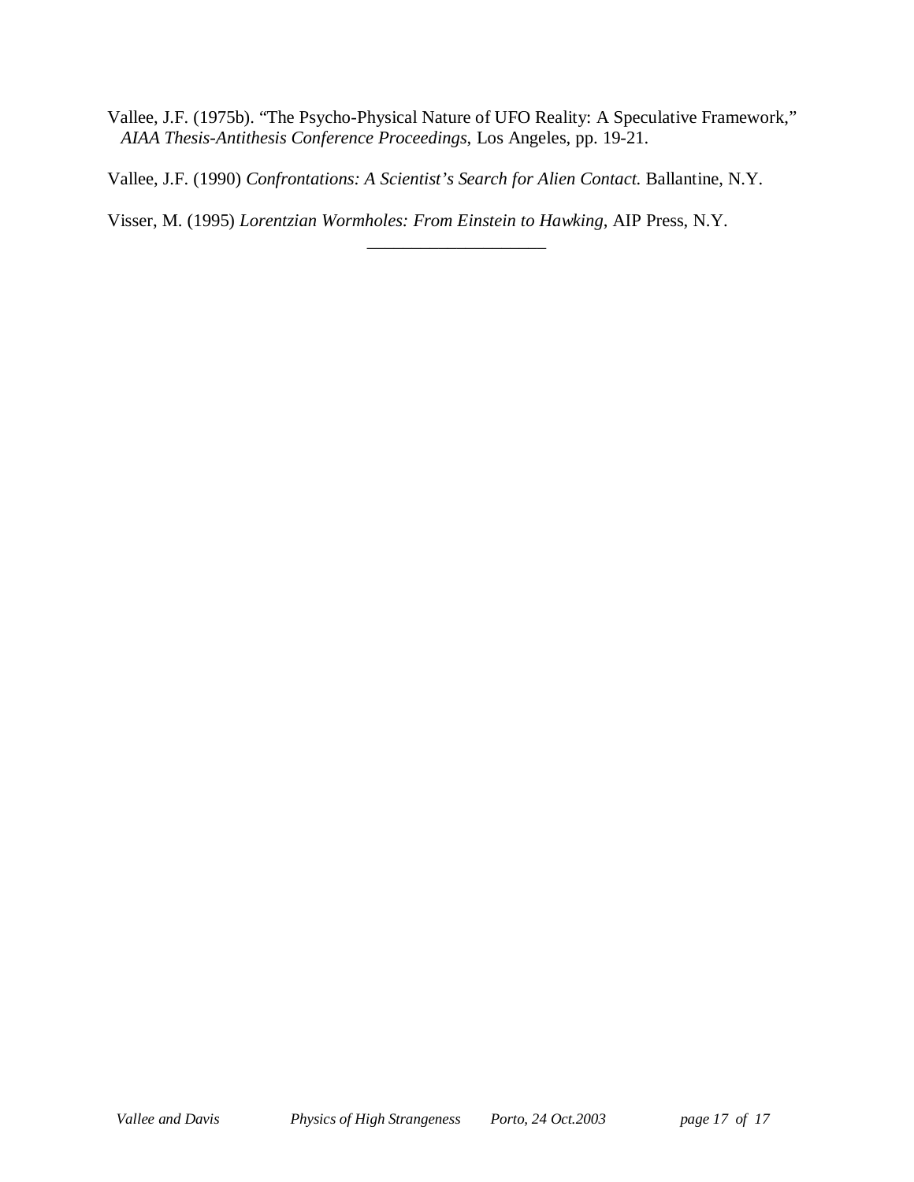Vallee, J.F. (1975b). "The Psycho-Physical Nature of UFO Reality: A Speculative Framework," *AIAA Thesis-Antithesis Conference Proceedings*, Los Angeles, pp. 19-21.

Vallee, J.F. (1990) *Confrontations: A Scientist's Search for Alien Contact.* Ballantine, N.Y.

Visser, M. (1995) *Lorentzian Wormholes: From Einstein to Hawking*, AIP Press, N.Y.

____________________